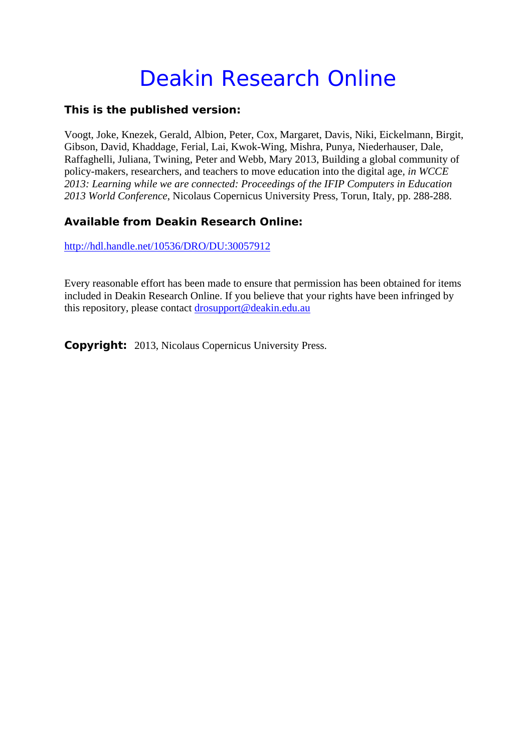# Deakin Research Online

## This is the published version:

Voogt, Joke, Knezek, Gerald, Albion, Peter, Cox, Margaret, Davis, Niki, Eickelmann, Birgit, Gibson, David, Khaddage, Ferial, Lai, Kwok-Wing, Mishra, Punya, Niederhauser, Dale, Raffaghelli, Juliana, Twining, Peter and Webb, Mary 2013, Building a global community of policy-makers, researchers, and teachers to move education into the digital age*, in WCCE 2013: Learning while we are connected: Proceedings of the IFIP Computers in Education 2013 World Conference*, Nicolaus Copernicus University Press, Torun, Italy, pp. 288-288.

## Available from Deakin Research Online:

http://hdl.handle.net/10536/DRO/DU:30057912

Every reasonable effort has been made to ensure that permission has been obtained for items included in Deakin Research Online. If you believe that your rights have been infringed by this repository, please contact drosupport@deakin.edu.au

**Copyright:** 2013, Nicolaus Copernicus University Press.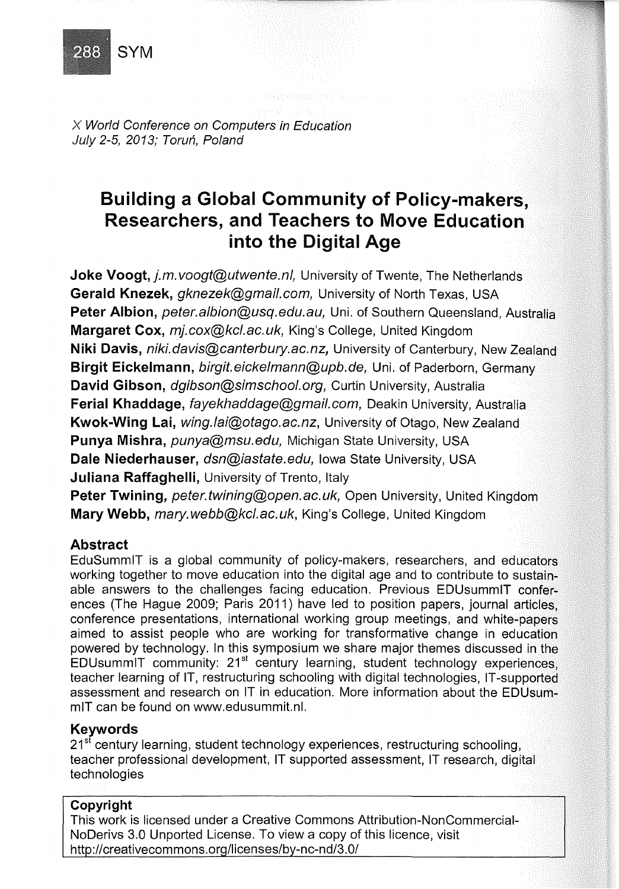*X World Conference on Computers in Education*
*July 2-5, 2013; Toruń, Poland*

# Building a Global Community of Policy-makers, Researchers, and Teachers to Move Education into the Digital Age

**Joke Voogt,** *j.m.voogt@utwente.nl,* University of Twente, The Netherlands
**Gerald Knezek,** *gknezek@gmail.com,* University of North Texas, USA
**Peter Albion,** *peter.albion@usq.edu.au,* Uni. of Southern Queensland, Australia
**Margaret Cox,** *mj.cox@kcl.ac.uk,* King's College, United Kingdom
**Niki Davis,** *niki.davis@canterbury.ac.nz,* University of Canterbury, New Zealand
**Birgit Eickelmann,** *birgit.eickelmann@upb.de,* Uni. of Paderborn, Germany
**David Gibson,** *dgibson@simschool.org,* Curtin University, Australia
**Ferial Khaddage,** *fayekhaddage@gmail.com,* Deakin University, Australia
**Kwok-Wing Lai,** *wing.lai@otago.ac.nz,* University of Otago, New Zealand
**Punya Mishra,** *punya@msu.edu,* Michigan State University, USA
**Dale Niederhauser,** *dsn@iastate.edu,* Iowa State University, USA
**Juliana Raffaghelli,** University of Trento, Italy
**Peter Twining,** *peter.twining@open.ac.uk,* Open University, United Kingdom
**Mary Webb,** *mary.webb@kcl.ac.uk,* King's College, United Kingdom

## Abstract

EduSummIT is a global community of policy-makers, researchers, and educators working together to move education into the digital age and to contribute to sustainable answers to the challenges facing education. Previous EDUsummIT conferences (The Hague 2009; Paris 2011) have led to position papers, journal articles, conference presentations, international working group meetings, and white-papers aimed to assist people who are working for transformative change in education powered by technology. In this symposium we share major themes discussed in the EDUsummIT community: 21st century learning, student technology experiences, teacher learning of IT, restructuring schooling with digital technologies, IT-supported assessment and research on IT in education. More information about the EDUsummIT can be found on www.edusummit.nl.

## Keywords

21st century learning, student technology experiences, restructuring schooling, teacher professional development, IT supported assessment, IT research, digital technologies

**Copyright**
This work is licensed under a Creative Commons Attribution-NonCommercial-NoDerivs 3.0 Unported License. To view a copy of this licence, visit http://creativecommons.org/licenses/by-nc-nd/3.0/